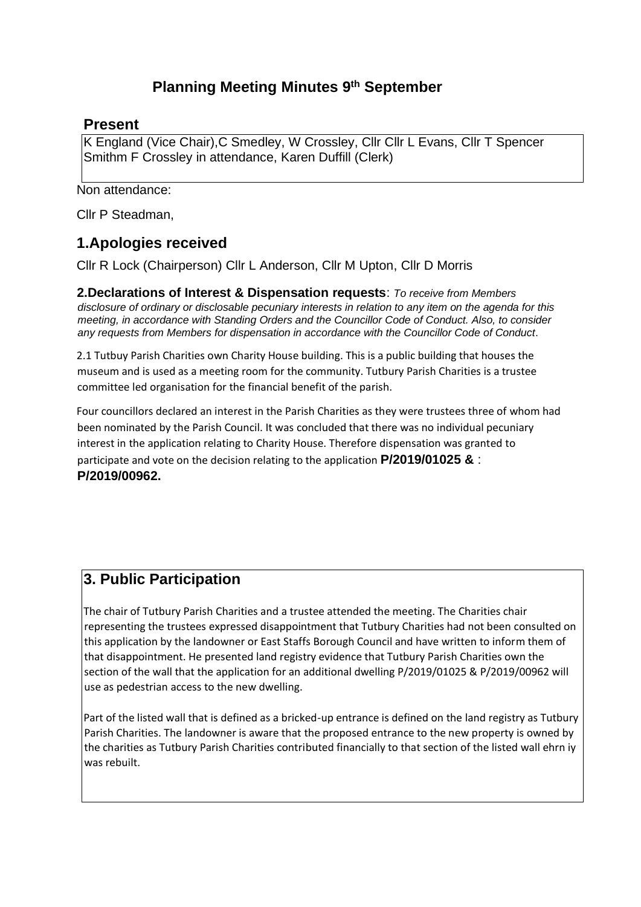# Planning Meeting Minutes 9th September

## Present

K England (Vice Chair),C Smedley, W Crossley, Cllr Cllr L Evans, Cllr T Spencer Smithm F Crossley in attendance, Karen Duffill (Clerk)

Non attendance:

Cllr P Steadman,

## 1.Apologies received

Cllr R Lock (Chairperson) Cllr L Anderson, Cllr M Upton, Cllr D Morris

**2.Declarations of Interest & Dispensation requests**: *To receive from Members disclosure of ordinary or disclosable pecuniary interests in relation to any item on the agenda for this meeting, in accordance with Standing Orders and the Councillor Code of Conduct. Also, to consider any requests from Members for dispensation in accordance with the Councillor Code of Conduct*.

2.1 Tutbuy Parish Charities own Charity House building. This is a public building that houses the museum and is used as a meeting room for the community. Tutbury Parish Charities is a trustee committee led organisation for the financial benefit of the parish.

Four councillors declared an interest in the Parish Charities as they were trustees three of whom had been nominated by the Parish Council. It was concluded that there was no individual pecuniary interest in the application relating to Charity House. Therefore dispensation was granted to participate and vote on the decision relating to the application **P/2019/01025 &** : **P/2019/00962.**

## 3. Public Participation

The chair of Tutbury Parish Charities and a trustee attended the meeting. The Charities chair representing the trustees expressed disappointment that Tutbury Charities had not been consulted on this application by the landowner or East Staffs Borough Council and have written to inform them of that disappointment. He presented land registry evidence that Tutbury Parish Charities own the section of the wall that the application for an additional dwelling P/2019/01025 & P/2019/00962 will use as pedestrian access to the new dwelling.

Part of the listed wall that is defined as a bricked-up entrance is defined on the land registry as Tutbury Parish Charities. The landowner is aware that the proposed entrance to the new property is owned by the charities as Tutbury Parish Charities contributed financially to that section of the listed wall ehrn iy was rebuilt.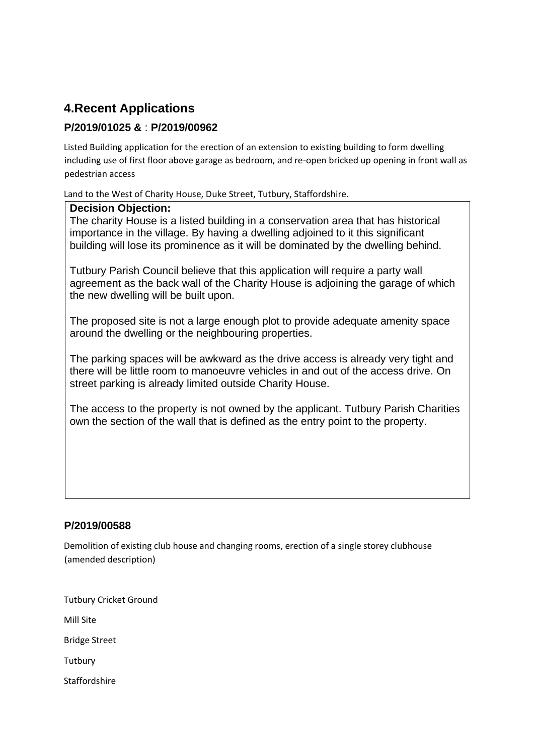## 4.Recent Applications

### P/2019/01025 & : P/2019/00962

Listed Building application for the erection of an extension to existing building to form dwelling including use of first floor above garage as bedroom, and re-open bricked up opening in front wall as pedestrian access

Land to the West of Charity House, Duke Street, Tutbury, Staffordshire.

**Decision Objection:**

The charity House is a listed building in a conservation area that has historical importance in the village. By having a dwelling adjoined to it this significant building will lose its prominence as it will be dominated by the dwelling behind.

Tutbury Parish Council believe that this application will require a party wall agreement as the back wall of the Charity House is adjoining the garage of which the new dwelling will be built upon.

The proposed site is not a large enough plot to provide adequate amenity space around the dwelling or the neighbouring properties.

The parking spaces will be awkward as the drive access is already very tight and there will be little room to manoeuvre vehicles in and out of the access drive. On street parking is already limited outside Charity House.

The access to the property is not owned by the applicant. Tutbury Parish Charities own the section of the wall that is defined as the entry point to the property.

### P/2019/00588

Demolition of existing club house and changing rooms, erection of a single storey clubhouse (amended description)

Tutbury Cricket Ground

Mill Site

Bridge Street

Tutbury

Staffordshire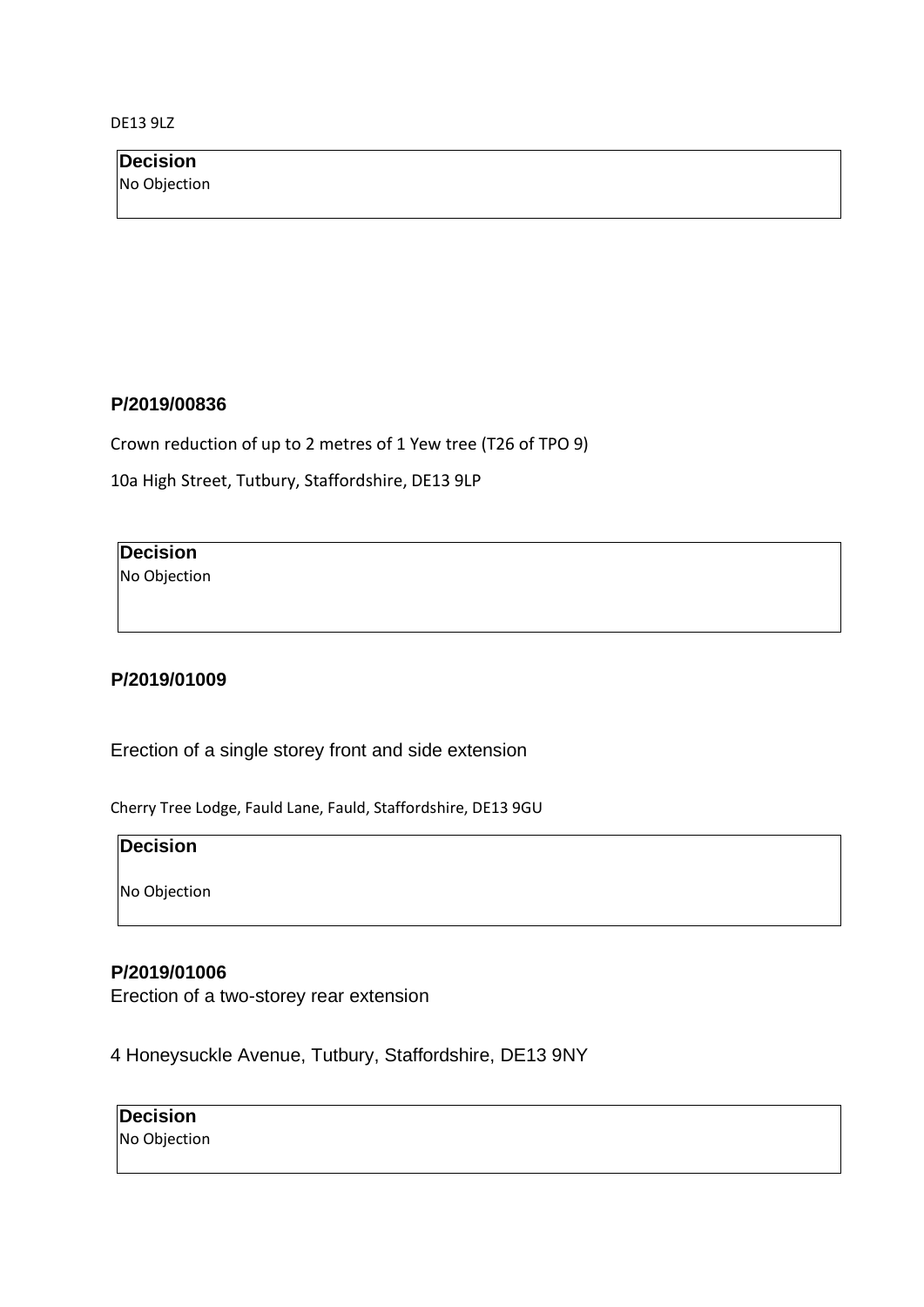DE13 9LZ

**Decision**

No Objection

**P/2019/00836**

Crown reduction of up to 2 metres of 1 Yew tree (T26 of TPO 9)

10a High Street, Tutbury, Staffordshire, DE13 9LP

**Decision**

No Objection

**P/2019/01009**

Erection of a single storey front and side extension

Cherry Tree Lodge, Fauld Lane, Fauld, Staffordshire, DE13 9GU

**Decision**

No Objection

**P/2019/01006**

Erection of a two-storey rear extension

4 Honeysuckle Avenue, Tutbury, Staffordshire, DE13 9NY

**Decision**

No Objection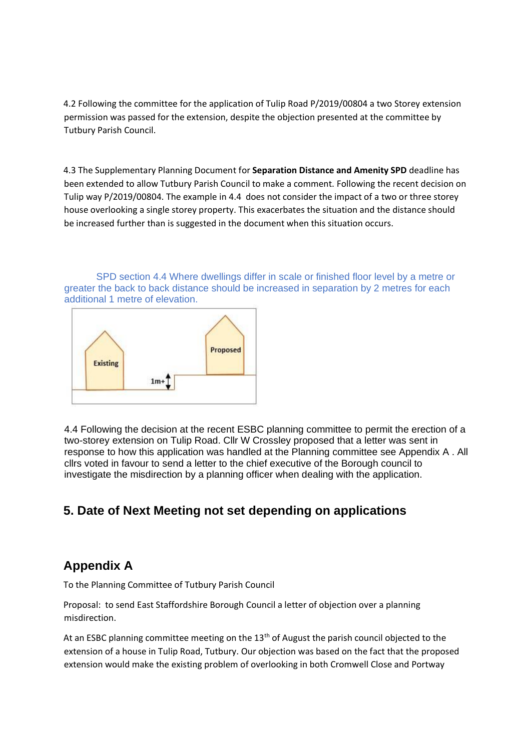4.2 Following the committee for the application of Tulip Road P/2019/00804 a two Storey extension permission was passed for the extension, despite the objection presented at the committee by Tutbury Parish Council.

4.3 The Supplementary Planning Document for **Separation Distance and Amenity SPD** deadline has been extended to allow Tutbury Parish Council to make a comment. Following the recent decision on Tulip way P/2019/00804. The example in 4.4 does not consider the impact of a two or three storey house overlooking a single storey property. This exacerbates the situation and the distance should be increased further than is suggested in the document when this situation occurs.

SPD section 4.4 Where dwellings differ in scale or finished floor level by a metre or greater the back to back distance should be increased in separation by 2 metres for each additional 1 metre of elevation.

Existing

1m+

Proposed

4.4 Following the decision at the recent ESBC planning committee to permit the erection of a two-storey extension on Tulip Road. Cllr W Crossley proposed that a letter was sent in response to how this application was handled at the Planning committee see Appendix A . All cllrs voted in favour to send a letter to the chief executive of the Borough council to investigate the misdirection by a planning officer when dealing with the application.

## 5. Date of Next Meeting not set depending on applications

## Appendix A

To the Planning Committee of Tutbury Parish Council

Proposal: to send East Staffordshire Borough Council a letter of objection over a planning misdirection.

At an ESBC planning committee meeting on the 13th of August the parish council objected to the extension of a house in Tulip Road, Tutbury. Our objection was based on the fact that the proposed extension would make the existing problem of overlooking in both Cromwell Close and Portway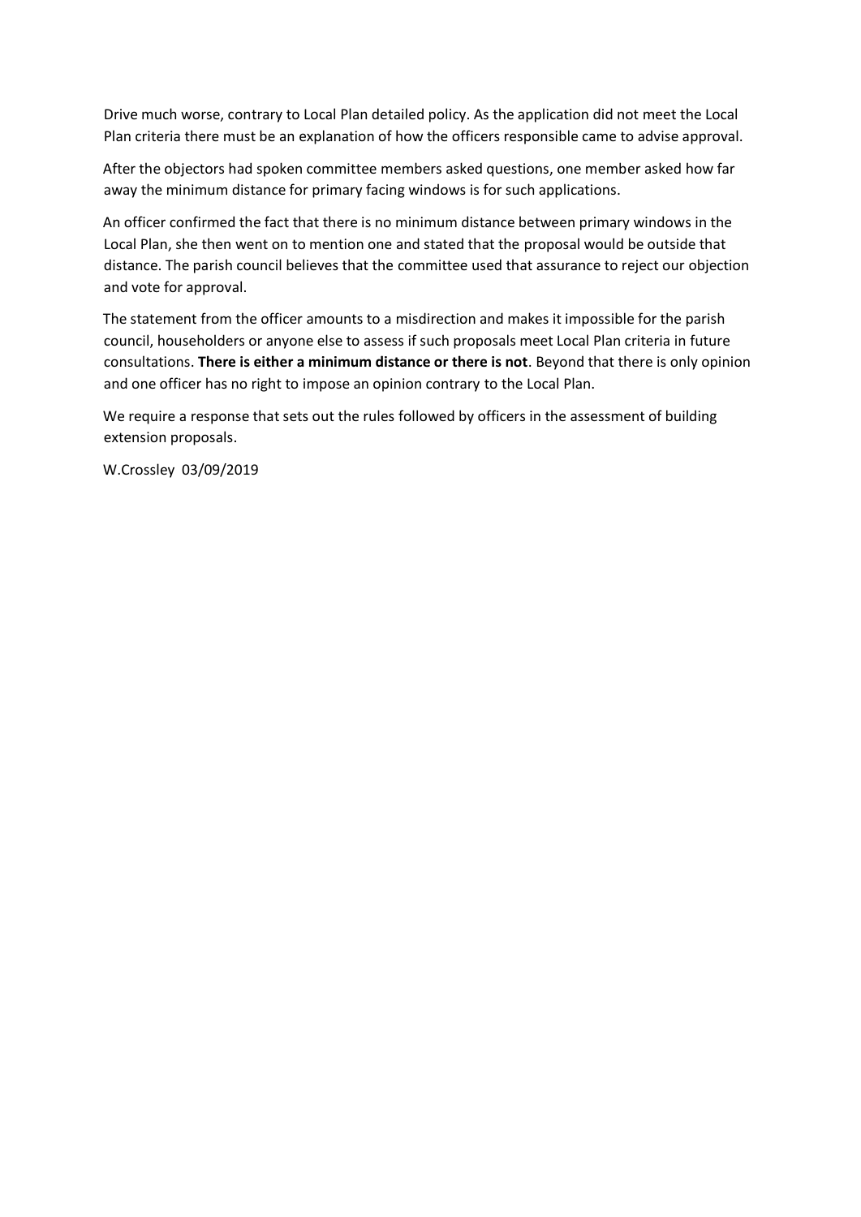Drive much worse, contrary to Local Plan detailed policy. As the application did not meet the Local Plan criteria there must be an explanation of how the officers responsible came to advise approval.

After the objectors had spoken committee members asked questions, one member asked how far away the minimum distance for primary facing windows is for such applications.

An officer confirmed the fact that there is no minimum distance between primary windows in the Local Plan, she then went on to mention one and stated that the proposal would be outside that distance. The parish council believes that the committee used that assurance to reject our objection and vote for approval.

The statement from the officer amounts to a misdirection and makes it impossible for the parish council, householders or anyone else to assess if such proposals meet Local Plan criteria in future consultations. **There is either a minimum distance or there is not**. Beyond that there is only opinion and one officer has no right to impose an opinion contrary to the Local Plan.

We require a response that sets out the rules followed by officers in the assessment of building extension proposals.

W.Crossley 03/09/2019